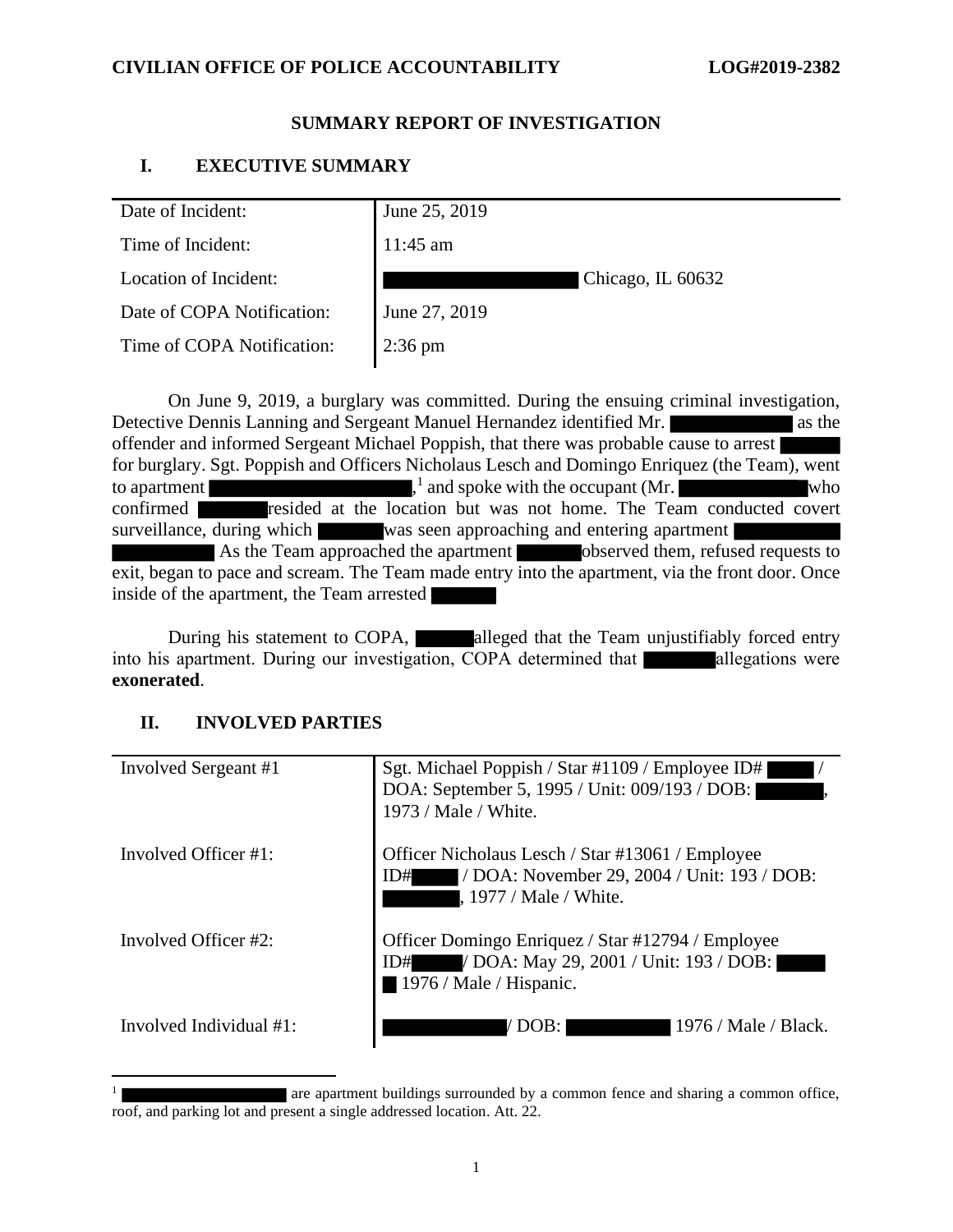**CIVILIAN OFFICE OF POLICE ACCOUNTABILITY** **LOG#2019-2382**

## SUMMARY REPORT OF INVESTIGATION

### I. EXECUTIVE SUMMARY

| | |
|---|---|
| Date of Incident: | June 25, 2019 |
| Time of Incident: | 11:45 am |
| Location of Incident: | Chicago, IL 60632 |
| Date of COPA Notification: | June 27, 2019 |
| Time of COPA Notification: | 2:36 pm |

On June 9, 2019, a burglary was committed. During the ensuing criminal investigation, Detective Dennis Lanning and Sergeant Manuel Hernandez identified Mr. as the offender and informed Sergeant Michael Poppish, that there was probable cause to arrest for burglary. Sgt. Poppish and Officers Nicholaus Lesch and Domingo Enriquez (the Team), went to apartment ,[1] and spoke with the occupant (Mr. who confirmed resided at the location but was not home. The Team conducted covert surveillance, during which was seen approaching and entering apartment As the Team approached the apartment observed them, refused requests to exit, began to pace and scream. The Team made entry into the apartment, via the front door. Once inside of the apartment, the Team arrested

During his statement to COPA, alleged that the Team unjustifiably forced entry into his apartment. During our investigation, COPA determined that allegations were **exonerated**.

### II. INVOLVED PARTIES

| | |
|---|---|
| Involved Sergeant #1 | Sgt. Michael Poppish / Star #1109 / Employee ID# / DOA: September 5, 1995 / Unit: 009/193 / DOB: , 1973 / Male / White. |
| Involved Officer #1: | Officer Nicholaus Lesch / Star #13061 / Employee ID# / DOA: November 29, 2004 / Unit: 193 / DOB: , 1977 / Male / White. |
| Involved Officer #2: | Officer Domingo Enriquez / Star #12794 / Employee ID# / DOA: May 29, 2001 / Unit: 193 / DOB: 1976 / Male / Hispanic. |
| Involved Individual #1: | / DOB: 1976 / Male / Black. |

[1] are apartment buildings surrounded by a common fence and sharing a common office, roof, and parking lot and present a single addressed location. Att. 22.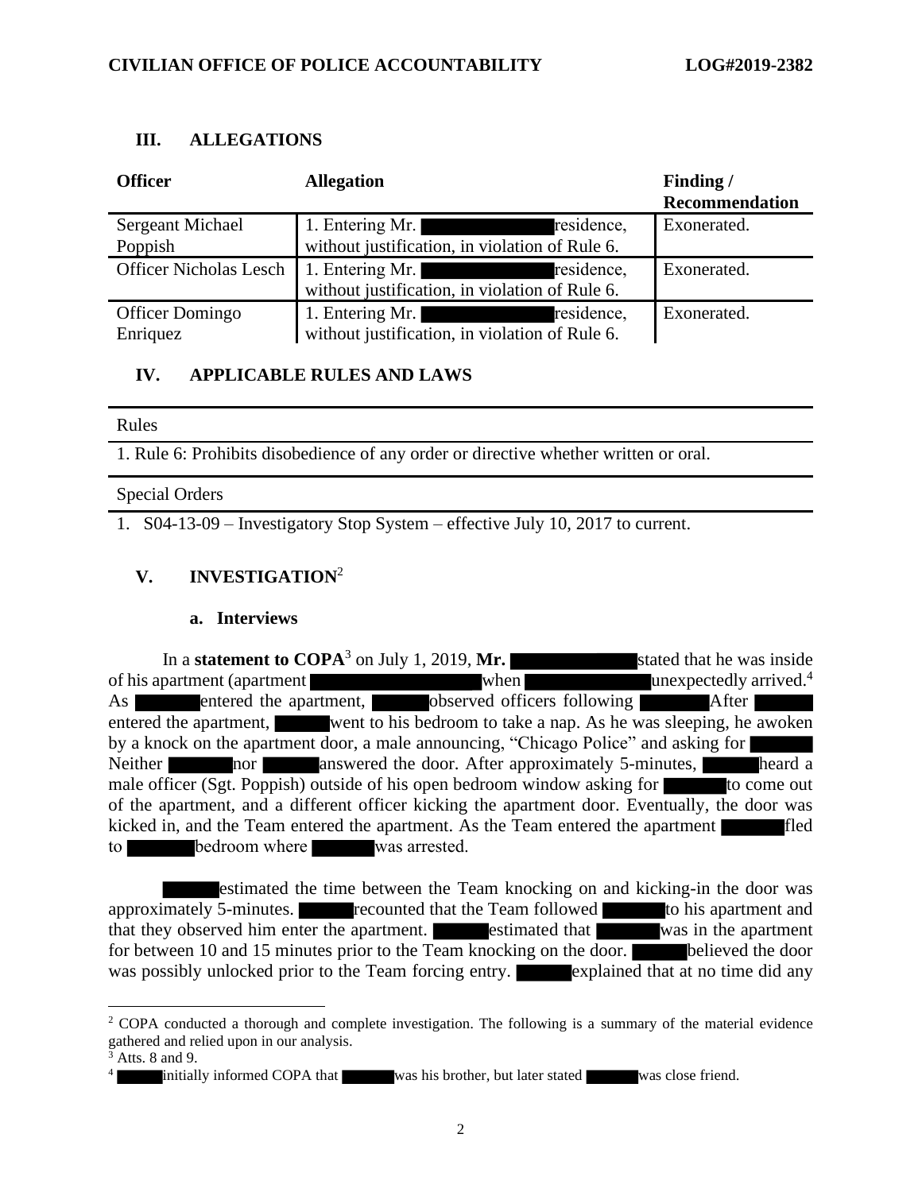## III. ALLEGATIONS

| Officer | Allegation | Finding / Recommendation |
|---|---|---|
| Sergeant Michael Poppish | 1. Entering Mr. residence, without justification, in violation of Rule 6. | Exonerated. |
| Officer Nicholas Lesch | 1. Entering Mr. residence, without justification, in violation of Rule 6. | Exonerated. |
| Officer Domingo Enriquez | 1. Entering Mr. residence, without justification, in violation of Rule 6. | Exonerated. |

## IV. APPLICABLE RULES AND LAWS

| Rules |
|---|
| 1. Rule 6: Prohibits disobedience of any order or directive whether written or oral. |

| Special Orders |
|---|
| 1. S04-13-09 – Investigatory Stop System – effective July 10, 2017 to current. |

## V. INVESTIGATION[2]

### a. Interviews

In a **statement to COPA**[3] on July 1, 2019, **Mr.** stated that he was inside of his apartment (apartment when unexpectedly arrived.[4] As entered the apartment, observed officers following After entered the apartment, went to his bedroom to take a nap. As he was sleeping, he awoken by a knock on the apartment door, a male announcing, "Chicago Police" and asking for Neither nor answered the door. After approximately 5-minutes, heard a male officer (Sgt. Poppish) outside of his open bedroom window asking for to come out of the apartment, and a different officer kicking the apartment door. Eventually, the door was kicked in, and the Team entered the apartment. As the Team entered the apartment fled to bedroom where was arrested.

estimated the time between the Team knocking on and kicking-in the door was approximately 5-minutes. recounted that the Team followed to his apartment and that they observed him enter the apartment. estimated that was in the apartment for between 10 and 15 minutes prior to the Team knocking on the door. believed the door was possibly unlocked prior to the Team forcing entry. explained that at no time did any

---

[2] COPA conducted a thorough and complete investigation. The following is a summary of the material evidence gathered and relied upon in our analysis.

[3] Atts. 8 and 9.

[4] initially informed COPA that was his brother, but later stated was close friend.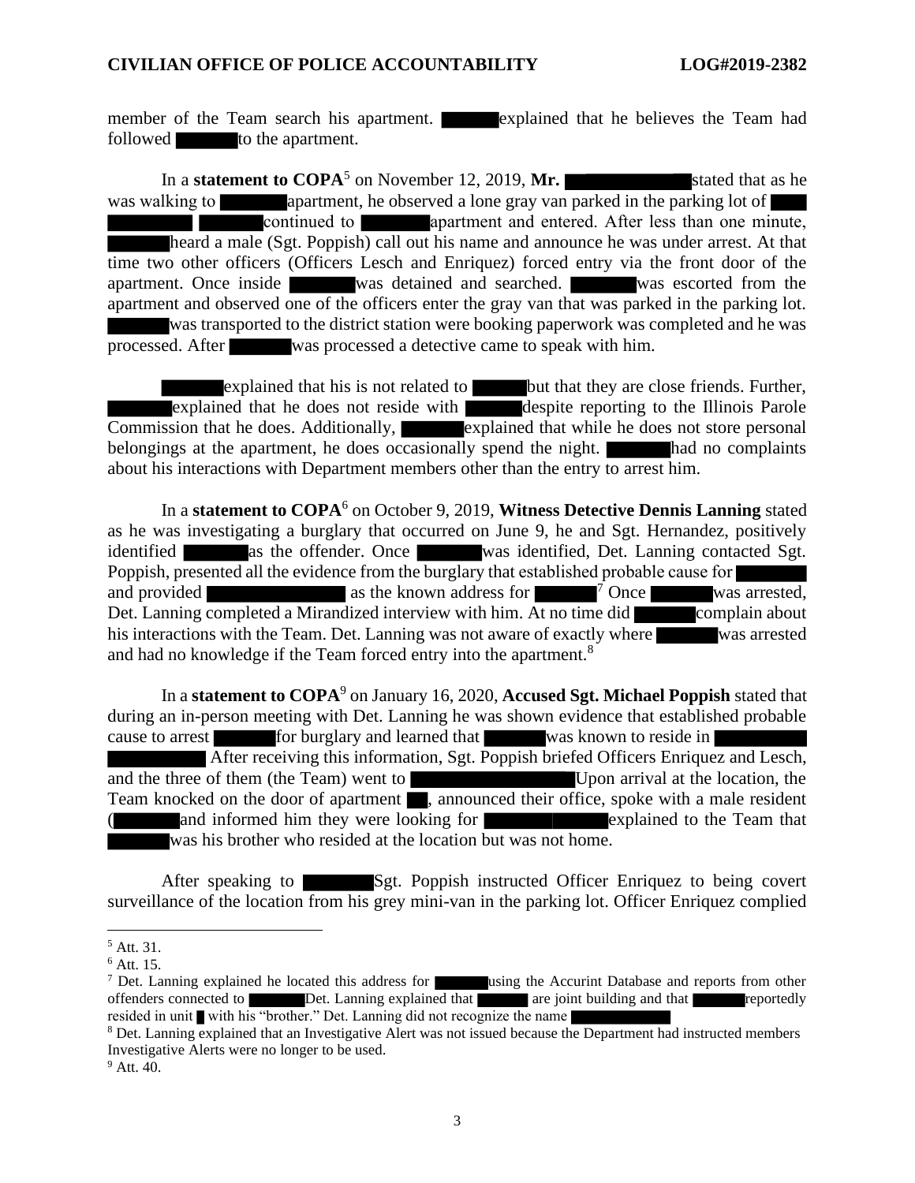member of the Team search his apartment. ██████ explained that he believes the Team had followed ██████ to the apartment.

In a **statement to COPA**[5] on November 12, 2019, **Mr.** ██████████ stated that as he was walking to ██████ apartment, he observed a lone gray van parked in the parking lot of ████ ██████ ██████ continued to ██████ apartment and entered. After less than one minute, ██████ heard a male (Sgt. Poppish) call out his name and announce he was under arrest. At that time two other officers (Officers Lesch and Enriquez) forced entry via the front door of the apartment. Once inside ██████ was detained and searched. ██████ was escorted from the apartment and observed one of the officers enter the gray van that was parked in the parking lot. ██████ was transported to the district station were booking paperwork was completed and he was processed. After ██████ was processed a detective came to speak with him.

██████ explained that his is not related to ██████ but that they are close friends. Further, ██████ explained that he does not reside with ██████ despite reporting to the Illinois Parole Commission that he does. Additionally, ██████ explained that while he does not store personal belongings at the apartment, he does occasionally spend the night. ██████ had no complaints about his interactions with Department members other than the entry to arrest him.

In a **statement to COPA**[6] on October 9, 2019, **Witness Detective Dennis Lanning** stated as he was investigating a burglary that occurred on June 9, he and Sgt. Hernandez, positively identified ██████ as the offender. Once ██████ was identified, Det. Lanning contacted Sgt. Poppish, presented all the evidence from the burglary that established probable cause for ██████ and provided ██████████ as the known address for ██████.[7] Once ██████ was arrested, Det. Lanning completed a Mirandized interview with him. At no time did ██████ complain about his interactions with the Team. Det. Lanning was not aware of exactly where ██████ was arrested and had no knowledge if the Team forced entry into the apartment.[8]

In a **statement to COPA**[9] on January 16, 2020, **Accused Sgt. Michael Poppish** stated that during an in-person meeting with Det. Lanning he was shown evidence that established probable cause to arrest ██████ for burglary and learned that ██████ was known to reside in ██████ ██████. After receiving this information, Sgt. Poppish briefed Officers Enriquez and Lesch, and the three of them (the Team) went to ██████████. Upon arrival at the location, the Team knocked on the door of apartment ██, announced their office, spoke with a male resident (██████ and informed him they were looking for ██████ ██████ explained to the Team that ██████ was his brother who resided at the location but was not home.

After speaking to ██████ Sgt. Poppish instructed Officer Enriquez to being covert surveillance of the location from his grey mini-van in the parking lot. Officer Enriquez complied

---

[5] Att. 31.

[6] Att. 15.

[7] Det. Lanning explained he located this address for ██████ using the Accurint Database and reports from other offenders connected to ██████ Det. Lanning explained that ██████ are joint building and that ██████ reportedly resided in unit █ with his "brother." Det. Lanning did not recognize the name ██████████

[8] Det. Lanning explained that an Investigative Alert was not issued because the Department had instructed members Investigative Alerts were no longer to be used.

[9] Att. 40.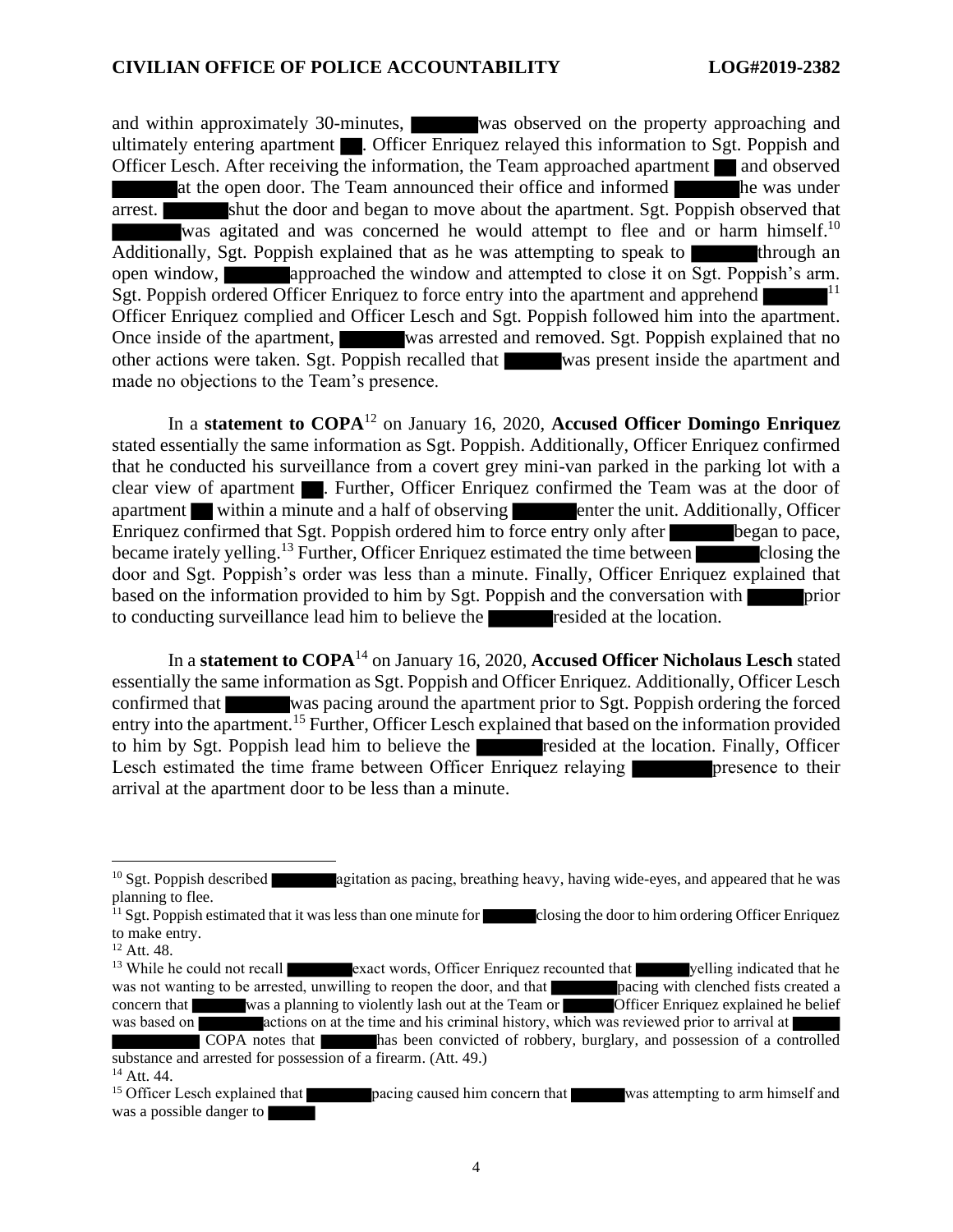and within approximately 30-minutes, ██████ was observed on the property approaching and ultimately entering apartment ██. Officer Enriquez relayed this information to Sgt. Poppish and Officer Lesch. After receiving the information, the Team approached apartment ██ and observed ██████ at the open door. The Team announced their office and informed ██████ he was under arrest. ██████ shut the door and began to move about the apartment. Sgt. Poppish observed that ██████ was agitated and was concerned he would attempt to flee and or harm himself.[10] Additionally, Sgt. Poppish explained that as he was attempting to speak to ██████ through an open window, ██████ approached the window and attempted to close it on Sgt. Poppish's arm. Sgt. Poppish ordered Officer Enriquez to force entry into the apartment and apprehend ██████[11] Officer Enriquez complied and Officer Lesch and Sgt. Poppish followed him into the apartment. Once inside of the apartment, ██████ was arrested and removed. Sgt. Poppish explained that no other actions were taken. Sgt. Poppish recalled that ██████ was present inside the apartment and made no objections to the Team's presence.

In a **statement to COPA**[12] on January 16, 2020, **Accused Officer Domingo Enriquez** stated essentially the same information as Sgt. Poppish. Additionally, Officer Enriquez confirmed that he conducted his surveillance from a covert grey mini-van parked in the parking lot with a clear view of apartment ██. Further, Officer Enriquez confirmed the Team was at the door of apartment ██ within a minute and a half of observing ██████ enter the unit. Additionally, Officer Enriquez confirmed that Sgt. Poppish ordered him to force entry only after ██████ began to pace, became irately yelling.[13] Further, Officer Enriquez estimated the time between ██████ closing the door and Sgt. Poppish's order was less than a minute. Finally, Officer Enriquez explained that based on the information provided to him by Sgt. Poppish and the conversation with ██████ prior to conducting surveillance lead him to believe the ██████ resided at the location.

In a **statement to COPA**[14] on January 16, 2020, **Accused Officer Nicholaus Lesch** stated essentially the same information as Sgt. Poppish and Officer Enriquez. Additionally, Officer Lesch confirmed that ██████ was pacing around the apartment prior to Sgt. Poppish ordering the forced entry into the apartment.[15] Further, Officer Lesch explained that based on the information provided to him by Sgt. Poppish lead him to believe the ██████ resided at the location. Finally, Officer Lesch estimated the time frame between Officer Enriquez relaying ██████ presence to their arrival at the apartment door to be less than a minute.

---

[10] Sgt. Poppish described ██████ agitation as pacing, breathing heavy, having wide-eyes, and appeared that he was planning to flee.

[11] Sgt. Poppish estimated that it was less than one minute for ██████ closing the door to him ordering Officer Enriquez to make entry.

[12] Att. 48.

[13] While he could not recall ██████ exact words, Officer Enriquez recounted that ██████ yelling indicated that he was not wanting to be arrested, unwilling to reopen the door, and that ██████ pacing with clenched fists created a concern that ██████ was a planning to violently lash out at the Team or ██████ Officer Enriquez explained he belief was based on ██████ actions on at the time and his criminal history, which was reviewed prior to arrival at ██████ ██████ COPA notes that ██████ has been convicted of robbery, burglary, and possession of a controlled substance and arrested for possession of a firearm. (Att. 49.)

[14] Att. 44.

[15] Officer Lesch explained that ██████ pacing caused him concern that ██████ was attempting to arm himself and was a possible danger to ██████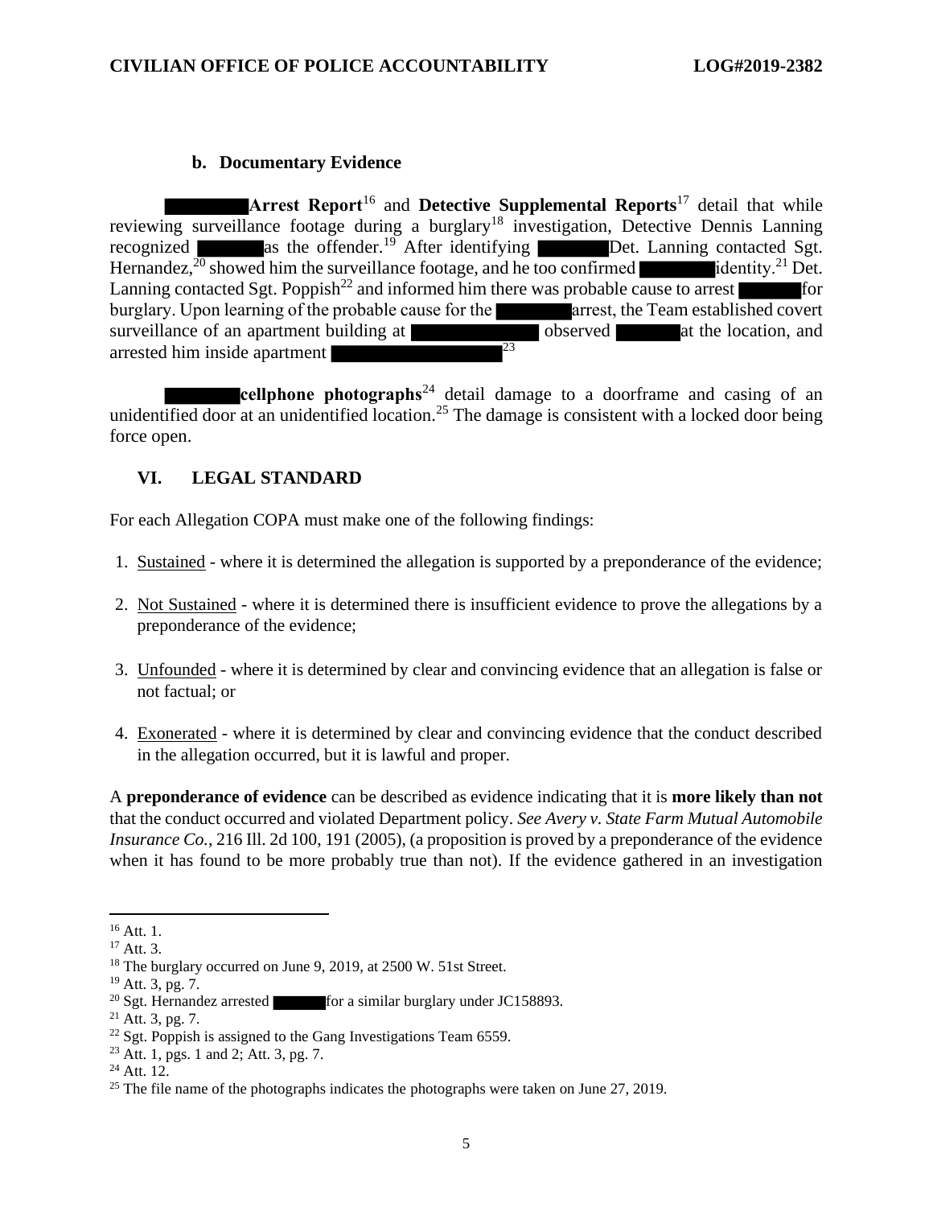### b. Documentary Evidence

**Arrest Report**[16] and **Detective Supplemental Reports**[17] detail that while reviewing surveillance footage during a burglary[18] investigation, Detective Dennis Lanning recognized as the offender.[19] After identifying Det. Lanning contacted Sgt. Hernandez,[20] showed him the surveillance footage, and he too confirmed identity.[21] Det. Lanning contacted Sgt. Poppish[22] and informed him there was probable cause to arrest for burglary. Upon learning of the probable cause for the arrest, the Team established covert surveillance of an apartment building at observed at the location, and arrested him inside apartment [23]

**cellphone photographs**[24] detail damage to a doorframe and casing of an unidentified door at an unidentified location.[25] The damage is consistent with a locked door being force open.

## VI. LEGAL STANDARD

For each Allegation COPA must make one of the following findings:

1. Sustained - where it is determined the allegation is supported by a preponderance of the evidence;
2. Not Sustained - where it is determined there is insufficient evidence to prove the allegations by a preponderance of the evidence;
3. Unfounded - where it is determined by clear and convincing evidence that an allegation is false or not factual; or
4. Exonerated - where it is determined by clear and convincing evidence that the conduct described in the allegation occurred, but it is lawful and proper.

A **preponderance of evidence** can be described as evidence indicating that it is **more likely than not** that the conduct occurred and violated Department policy. *See Avery v. State Farm Mutual Automobile Insurance Co.*, 216 Ill. 2d 100, 191 (2005), (a proposition is proved by a preponderance of the evidence when it has found to be more probably true than not). If the evidence gathered in an investigation

---

[16] Att. 1.
[17] Att. 3.
[18] The burglary occurred on June 9, 2019, at 2500 W. 51st Street.
[19] Att. 3, pg. 7.
[20] Sgt. Hernandez arrested for a similar burglary under JC158893.
[21] Att. 3, pg. 7.
[22] Sgt. Poppish is assigned to the Gang Investigations Team 6559.
[23] Att. 1, pgs. 1 and 2; Att. 3, pg. 7.
[24] Att. 12.
[25] The file name of the photographs indicates the photographs were taken on June 27, 2019.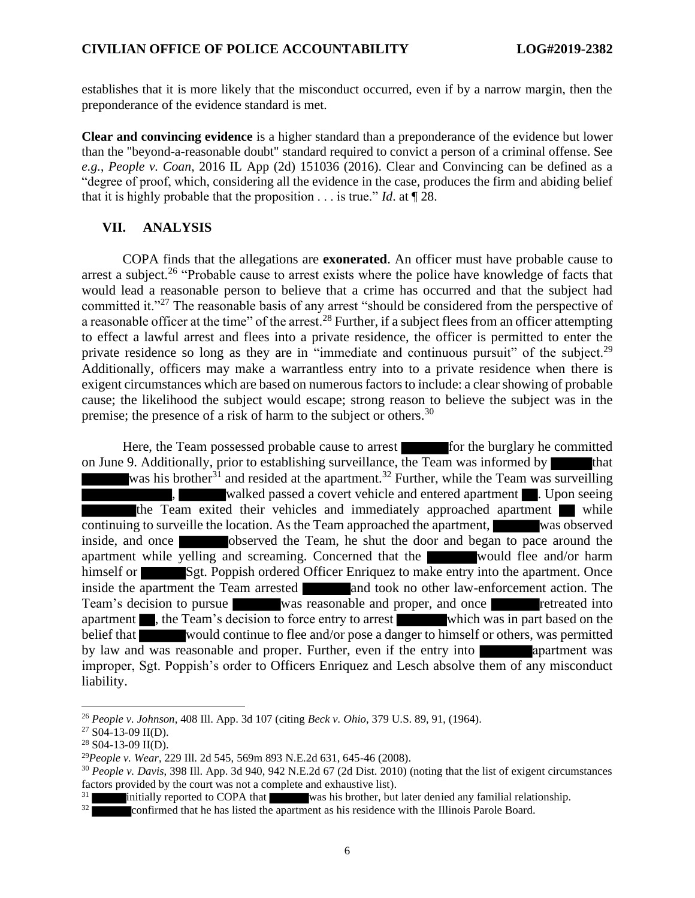establishes that it is more likely that the misconduct occurred, even if by a narrow margin, then the preponderance of the evidence standard is met.

**Clear and convincing evidence** is a higher standard than a preponderance of the evidence but lower than the "beyond-a-reasonable doubt" standard required to convict a person of a criminal offense. See *e.g.*, *People v. Coan*, 2016 IL App (2d) 151036 (2016). Clear and Convincing can be defined as a "degree of proof, which, considering all the evidence in the case, produces the firm and abiding belief that it is highly probable that the proposition . . . is true." *Id*. at ¶ 28.

## VII. ANALYSIS

COPA finds that the allegations are **exonerated**. An officer must have probable cause to arrest a subject.[26] "Probable cause to arrest exists where the police have knowledge of facts that would lead a reasonable person to believe that a crime has occurred and that the subject had committed it."[27] The reasonable basis of any arrest "should be considered from the perspective of a reasonable officer at the time" of the arrest.[28] Further, if a subject flees from an officer attempting to effect a lawful arrest and flees into a private residence, the officer is permitted to enter the private residence so long as they are in "immediate and continuous pursuit" of the subject.[29] Additionally, officers may make a warrantless entry into to a private residence when there is exigent circumstances which are based on numerous factors to include: a clear showing of probable cause; the likelihood the subject would escape; strong reason to believe the subject was in the premise; the presence of a risk of harm to the subject or others.[30]

Here, the Team possessed probable cause to arrest ██████ for the burglary he committed on June 9. Additionally, prior to establishing surveillance, the Team was informed by ██████ that ██████ was his brother[31] and resided at the apartment.[32] Further, while the Team was surveilling ████████████, ██████ walked passed a covert vehicle and entered apartment ██. Upon seeing ██████ the Team exited their vehicles and immediately approached apartment ██ while continuing to surveille the location. As the Team approached the apartment, ██████ was observed inside, and once ██████ observed the Team, he shut the door and began to pace around the apartment while yelling and screaming. Concerned that the ██████ would flee and/or harm himself or ██████ Sgt. Poppish ordered Officer Enriquez to make entry into the apartment. Once inside the apartment the Team arrested ██████ and took no other law-enforcement action. The Team's decision to pursue ██████ was reasonable and proper, and once ██████ retreated into apartment ██, the Team's decision to force entry to arrest ██████ which was in part based on the belief that ██████ would continue to flee and/or pose a danger to himself or others, was permitted by law and was reasonable and proper. Further, even if the entry into ██████ apartment was improper, Sgt. Poppish's order to Officers Enriquez and Lesch absolve them of any misconduct liability.

---

[26] *People v. Johnson*, 408 Ill. App. 3d 107 (citing *Beck v. Ohio*, 379 U.S. 89, 91, (1964).

[27] S04-13-09 II(D).

[28] S04-13-09 II(D).

[29] *People v. Wear*, 229 Ill. 2d 545, 569m 893 N.E.2d 631, 645-46 (2008).

[30] *People v. Davis*, 398 Ill. App. 3d 940, 942 N.E.2d 67 (2d Dist. 2010) (noting that the list of exigent circumstances factors provided by the court was not a complete and exhaustive list).

[31] ██████ initially reported to COPA that ██████ was his brother, but later denied any familial relationship.

[32] ██████ confirmed that he has listed the apartment as his residence with the Illinois Parole Board.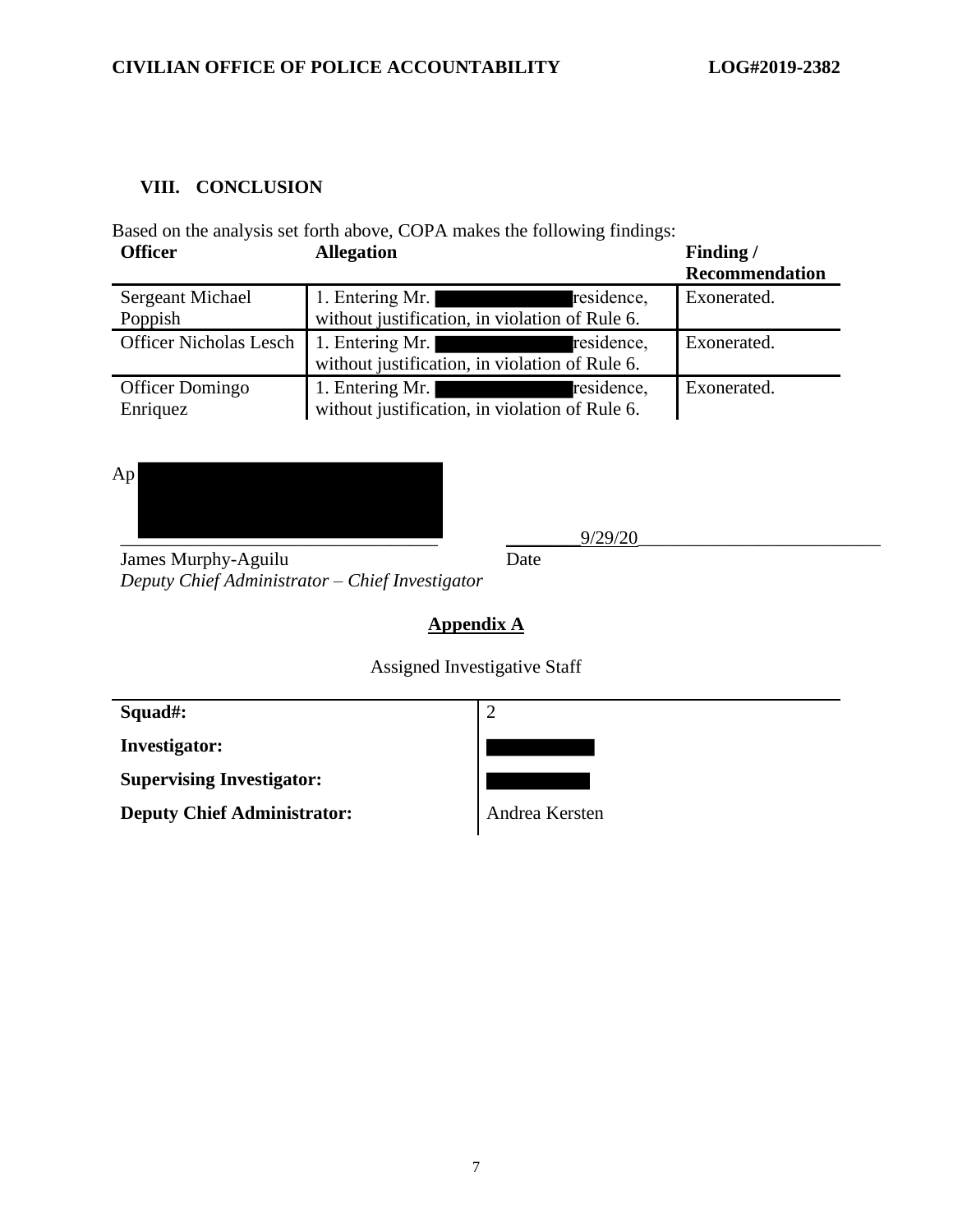## VIII. CONCLUSION

Based on the analysis set forth above, COPA makes the following findings:

| Officer | Allegation | Finding / Recommendation |
|---|---|---|
| Sergeant Michael Poppish | 1. Entering Mr. residence, without justification, in violation of Rule 6. | Exonerated. |
| Officer Nicholas Lesch | 1. Entering Mr. residence, without justification, in violation of Rule 6. | Exonerated. |
| Officer Domingo Enriquez | 1. Entering Mr. residence, without justification, in violation of Rule 6. | Exonerated. |

Ap

__________________________________ 9/29/20

James Murphy-Aguilu Date

*Deputy Chief Administrator – Chief Investigator*

## Appendix A

Assigned Investigative Staff

| | |
|---|---|
| **Squad#:** | 2 |
| **Investigator:** | |
| **Supervising Investigator:** | |
| **Deputy Chief Administrator:** | Andrea Kersten |